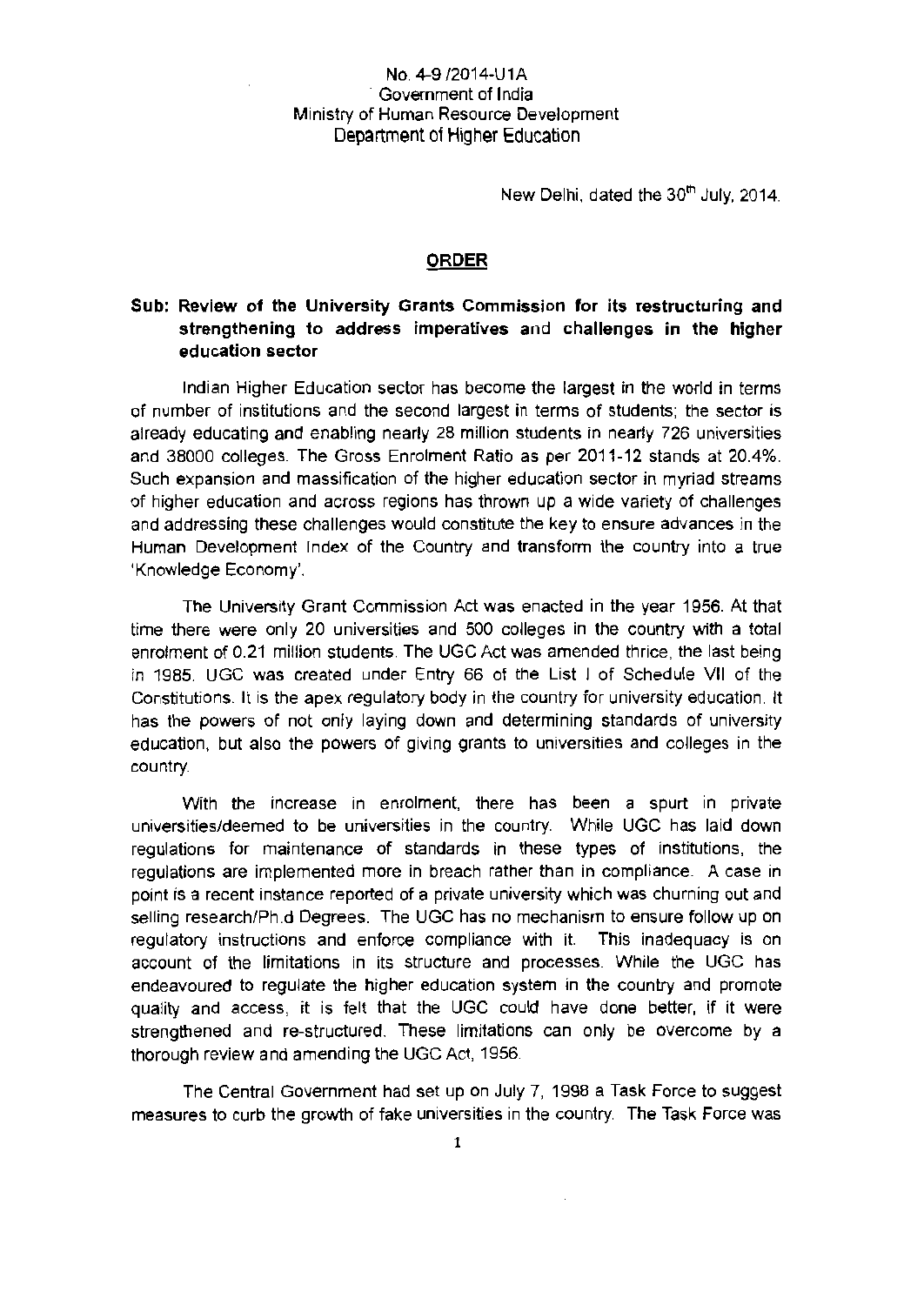No. 4-9 /2014-U1A
Government of India
Ministry of Human Resource Development
Department of Higher Education

New Delhi, dated the 30th July, 2014.

## ORDER

**Sub: Review of the University Grants Commission for its restructuring and strengthening to address imperatives and challenges in the higher education sector**

Indian Higher Education sector has become the largest in the world in terms of number of institutions and the second largest in terms of students; the sector is already educating and enabling nearly 28 million students in nearly 726 universities and 38000 colleges. The Gross Enrolment Ratio as per 2011-12 stands at 20.4%. Such expansion and massification of the higher education sector in myriad streams of higher education and across regions has thrown up a wide variety of challenges and addressing these challenges would constitute the key to ensure advances in the Human Development Index of the Country and transform the country into a true 'Knowledge Economy'.

The University Grant Commission Act was enacted in the year 1956. At that time there were only 20 universities and 500 colleges in the country with a total enrolment of 0.21 million students. The UGC Act was amended thrice, the last being in 1985. UGC was created under Entry 66 of the List I of Schedule VII of the Constitutions. It is the apex regulatory body in the country for university education. It has the powers of not only laying down and determining standards of university education, but also the powers of giving grants to universities and colleges in the country.

With the increase in enrolment, there has been a spurt in private universities/deemed to be universities in the country. While UGC has laid down regulations for maintenance of standards in these types of institutions, the regulations are implemented more in breach rather than in compliance. A case in point is a recent instance reported of a private university which was churning out and selling research/Ph.d Degrees. The UGC has no mechanism to ensure follow up on regulatory instructions and enforce compliance with it. This inadequacy is on account of the limitations in its structure and processes. While the UGC has endeavoured to regulate the higher education system in the country and promote quality and access, it is felt that the UGC could have done better, if it were strengthened and re-structured. These limitations can only be overcome by a thorough review and amending the UGC Act, 1956.

The Central Government had set up on July 7, 1998 a Task Force to suggest measures to curb the growth of fake universities in the country. The Task Force was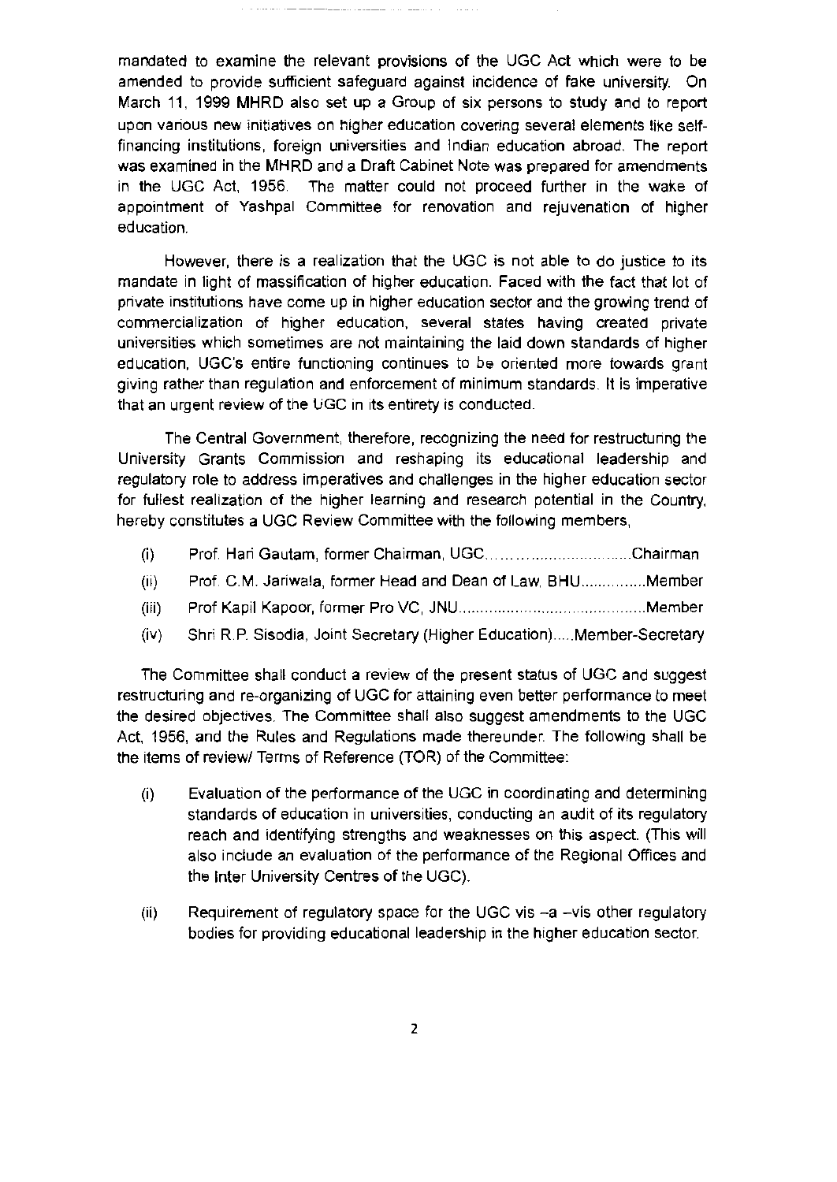mandated to examine the relevant provisions of the UGC Act which were to be amended to provide sufficient safeguard against incidence of fake university. On March 11, 1999 MHRD also set up a Group of six persons to study and to report upon various new initiatives on higher education covering several elements like self-financing institutions, foreign universities and Indian education abroad. The report was examined in the MHRD and a Draft Cabinet Note was prepared for amendments in the UGC Act, 1956. The matter could not proceed further in the wake of appointment of Yashpal Committee for renovation and rejuvenation of higher education.

However, there is a realization that the UGC is not able to do justice to its mandate in light of massification of higher education. Faced with the fact that lot of private institutions have come up in higher education sector and the growing trend of commercialization of higher education, several states having created private universities which sometimes are not maintaining the laid down standards of higher education, UGC's entire functioning continues to be oriented more towards grant giving rather than regulation and enforcement of minimum standards. It is imperative that an urgent review of the UGC in its entirety is conducted.

The Central Government, therefore, recognizing the need for restructuring the University Grants Commission and reshaping its educational leadership and regulatory role to address imperatives and challenges in the higher education sector for fullest realization of the higher learning and research potential in the Country, hereby constitutes a UGC Review Committee with the following members,

(i) Prof. Hari Gautam, former Chairman, UGC..................................Chairman

(ii) Prof. C.M. Jariwala, former Head and Dean of Law, BHU...............Member

(iii) Prof Kapil Kapoor, former Pro VC, JNU...........................................Member

(iv) Shri R.P. Sisodia, Joint Secretary (Higher Education).....Member-Secretary

The Committee shall conduct a review of the present status of UGC and suggest restructuring and re-organizing of UGC for attaining even better performance to meet the desired objectives. The Committee shall also suggest amendments to the UGC Act, 1956, and the Rules and Regulations made thereunder. The following shall be the items of review/ Terms of Reference (TOR) of the Committee:

(i) Evaluation of the performance of the UGC in coordinating and determining standards of education in universities, conducting an audit of its regulatory reach and identifying strengths and weaknesses on this aspect. (This will also include an evaluation of the performance of the Regional Offices and the Inter University Centres of the UGC).

(ii) Requirement of regulatory space for the UGC vis –a –vis other regulatory bodies for providing educational leadership in the higher education sector.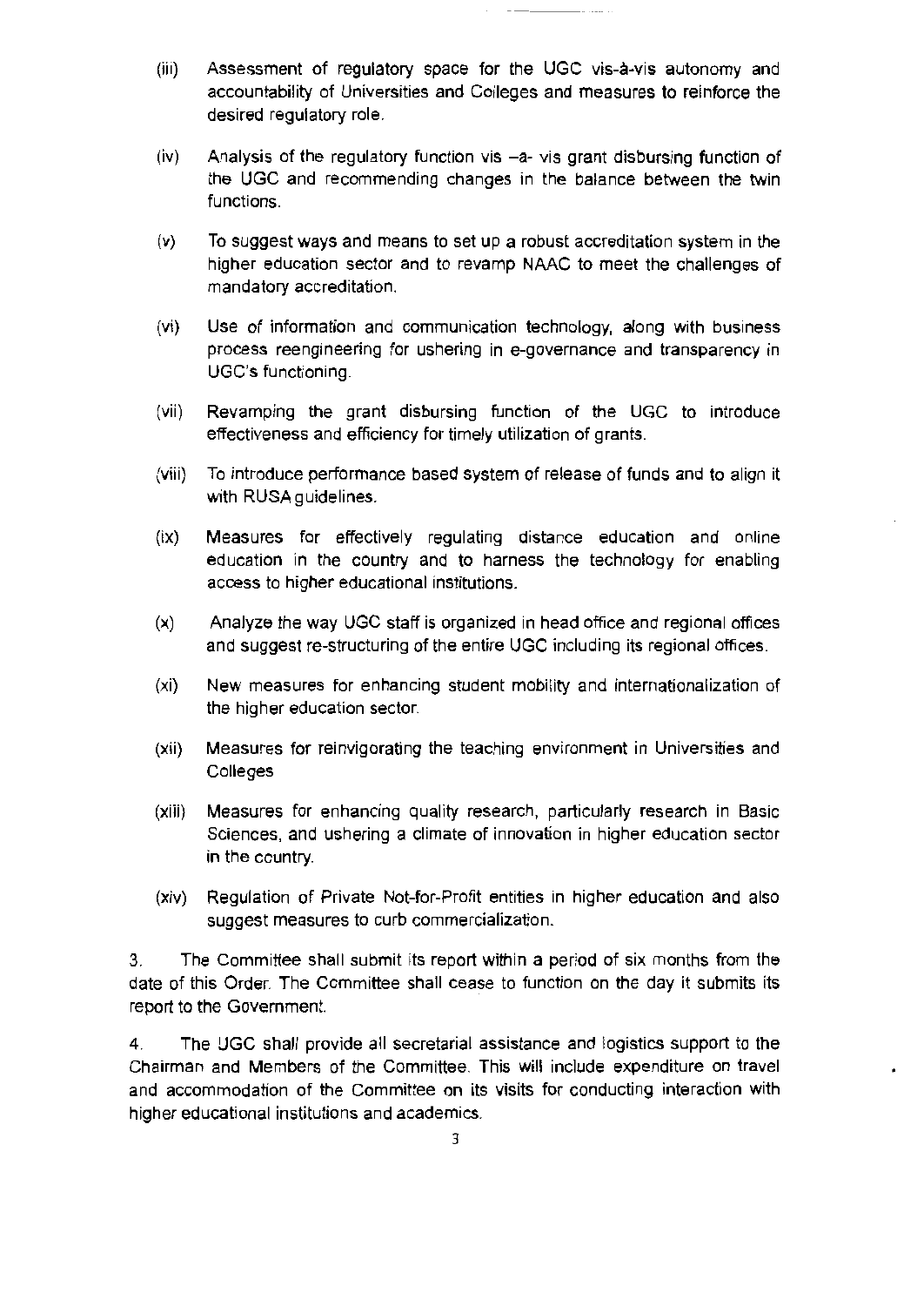(iii) Assessment of regulatory space for the UGC vis-à-vis autonomy and accountability of Universities and Colleges and measures to reinforce the desired regulatory role.

(iv) Analysis of the regulatory function vis –a- vis grant disbursing function of the UGC and recommending changes in the balance between the twin functions.

(v) To suggest ways and means to set up a robust accreditation system in the higher education sector and to revamp NAAC to meet the challenges of mandatory accreditation.

(vi) Use of information and communication technology, along with business process reengineering for ushering in e-governance and transparency in UGC's functioning.

(vii) Revamping the grant disbursing function of the UGC to introduce effectiveness and efficiency for timely utilization of grants.

(viii) To introduce performance based system of release of funds and to align it with RUSA guidelines.

(ix) Measures for effectively regulating distance education and online education in the country and to harness the technology for enabling access to higher educational institutions.

(x) Analyze the way UGC staff is organized in head office and regional offices and suggest re-structuring of the entire UGC including its regional offices.

(xi) New measures for enhancing student mobility and internationalization of the higher education sector.

(xii) Measures for reinvigorating the teaching environment in Universities and Colleges

(xiii) Measures for enhancing quality research, particularly research in Basic Sciences, and ushering a climate of innovation in higher education sector in the country.

(xiv) Regulation of Private Not-for-Profit entities in higher education and also suggest measures to curb commercialization.

3. The Committee shall submit its report within a period of six months from the date of this Order. The Committee shall cease to function on the day it submits its report to the Government.

4. The UGC shall provide all secretarial assistance and logistics support to the Chairman and Members of the Committee. This will include expenditure on travel and accommodation of the Committee on its visits for conducting interaction with higher educational institutions and academics.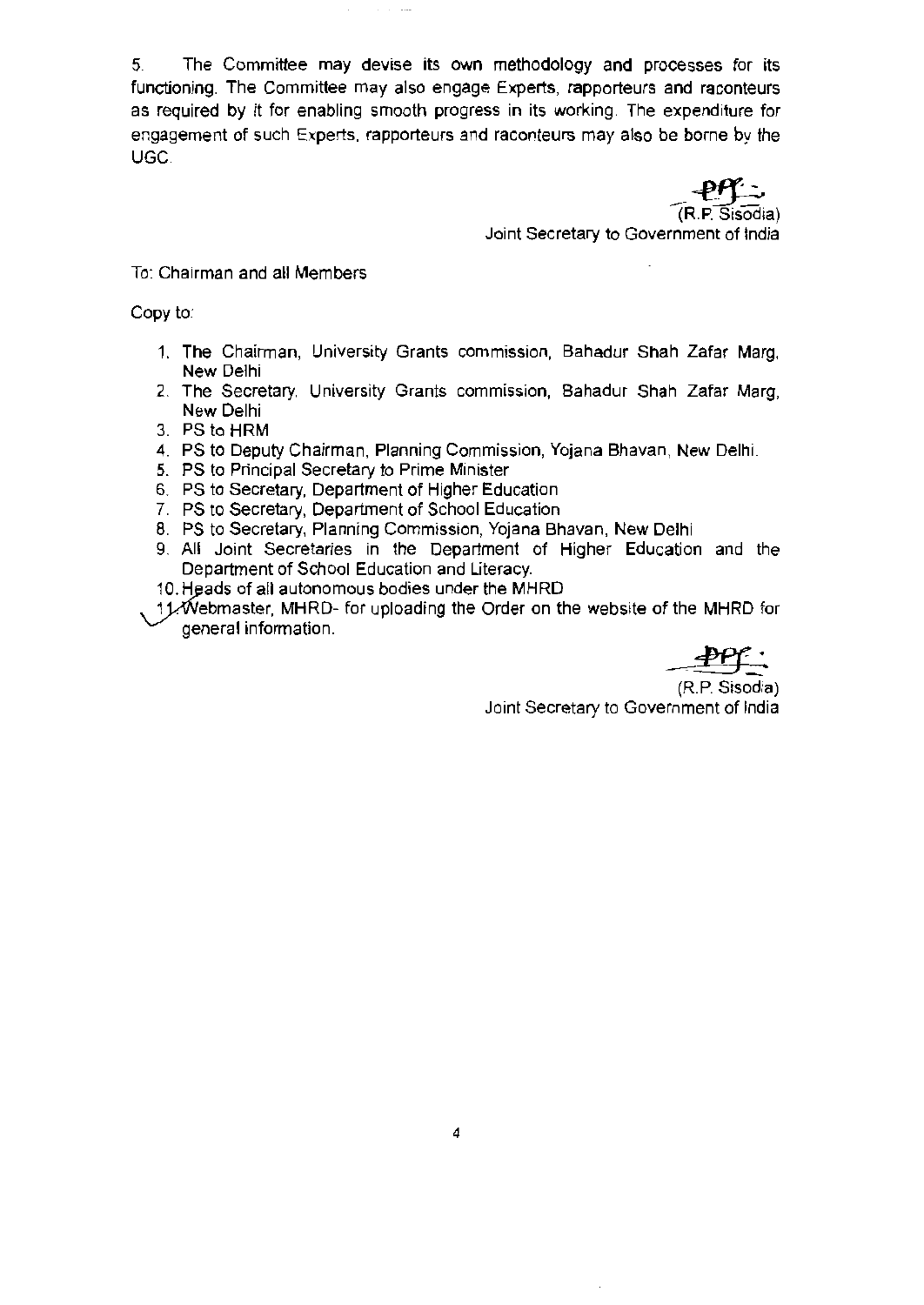5. The Committee may devise its own methodology and processes for its functioning. The Committee may also engage Experts, rapporteurs and raconteurs as required by it for enabling smooth progress in its working. The expenditure for engagement of such Experts, rapporteurs and raconteurs may also be borne by the UGC.

(R.P. Sisodia)
Joint Secretary to Government of India

To: Chairman and all Members

Copy to:

1. The Chairman, University Grants commission, Bahadur Shah Zafar Marg, New Delhi
2. The Secretary, University Grants commission, Bahadur Shah Zafar Marg, New Delhi
3. PS to HRM
4. PS to Deputy Chairman, Planning Commission, Yojana Bhavan, New Delhi.
5. PS to Principal Secretary to Prime Minister
6. PS to Secretary, Department of Higher Education
7. PS to Secretary, Department of School Education
8. PS to Secretary, Planning Commission, Yojana Bhavan, New Delhi
9. All Joint Secretaries in the Department of Higher Education and the Department of School Education and Literacy.
10. Heads of all autonomous bodies under the MHRD
11. Webmaster, MHRD- for uploading the Order on the website of the MHRD for general information.

(R.P. Sisodia)
Joint Secretary to Government of India